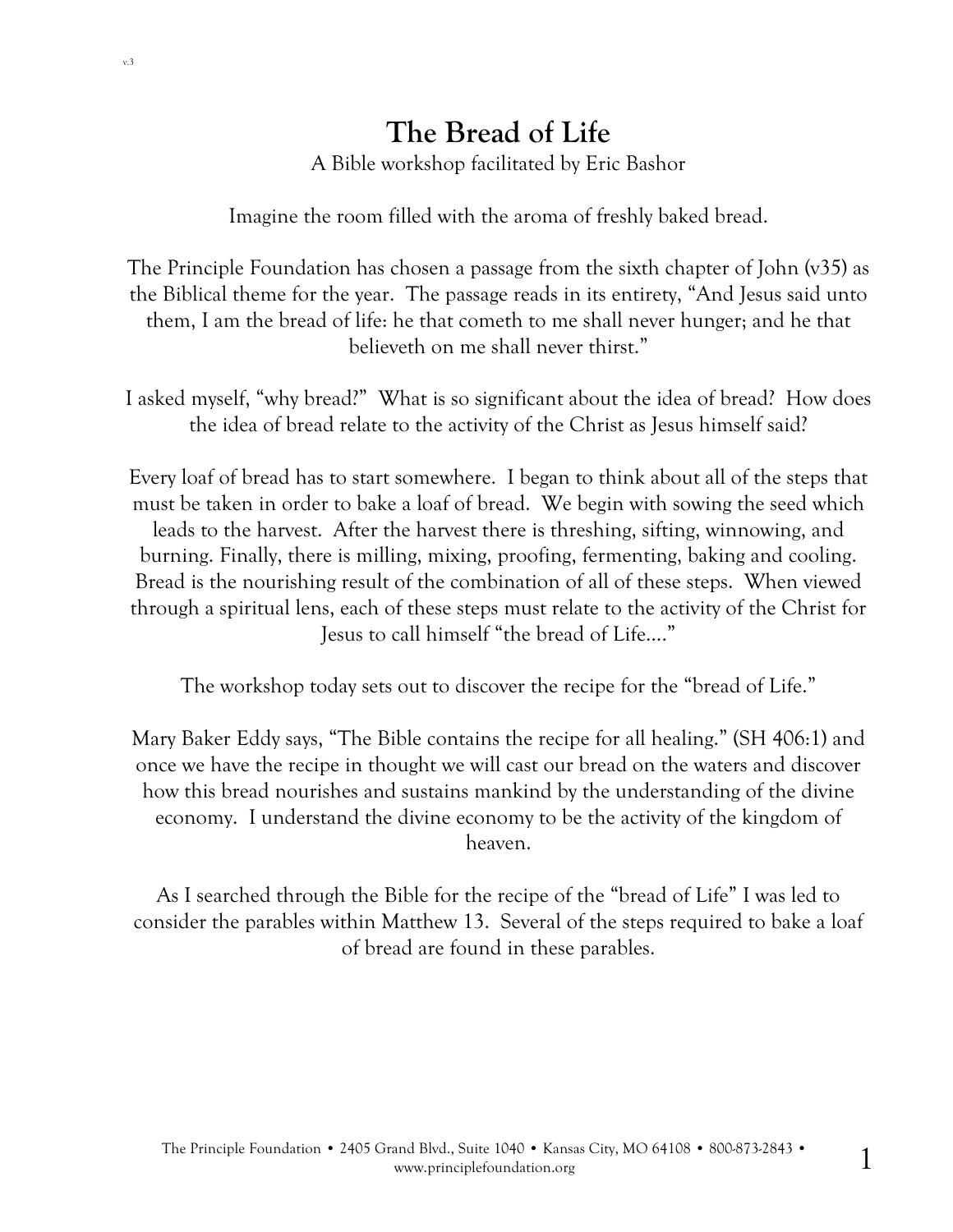# The Bread of Life

A Bible workshop facilitated by Eric Bashor

Imagine the room filled with the aroma of freshly baked bread.

The Principle Foundation has chosen a passage from the sixth chapter of John (v35) as the Biblical theme for the year. The passage reads in its entirety, "And Jesus said unto them, I am the bread of life: he that cometh to me shall never hunger; and he that believeth on me shall never thirst."

I asked myself, "why bread?" What is so significant about the idea of bread? How does the idea of bread relate to the activity of the Christ as Jesus himself said?

Every loaf of bread has to start somewhere. I began to think about all of the steps that must be taken in order to bake a loaf of bread. We begin with sowing the seed which leads to the harvest. After the harvest there is threshing, sifting, winnowing, and burning. Finally, there is milling, mixing, proofing, fermenting, baking and cooling. Bread is the nourishing result of the combination of all of these steps. When viewed through a spiritual lens, each of these steps must relate to the activity of the Christ for Jesus to call himself "the bread of Life…."

The workshop today sets out to discover the recipe for the "bread of Life."

Mary Baker Eddy says, "The Bible contains the recipe for all healing." (SH 406:1) and once we have the recipe in thought we will cast our bread on the waters and discover how this bread nourishes and sustains mankind by the understanding of the divine economy. I understand the divine economy to be the activity of the kingdom of heaven.

As I searched through the Bible for the recipe of the "bread of Life" I was led to consider the parables within Matthew 13. Several of the steps required to bake a loaf of bread are found in these parables.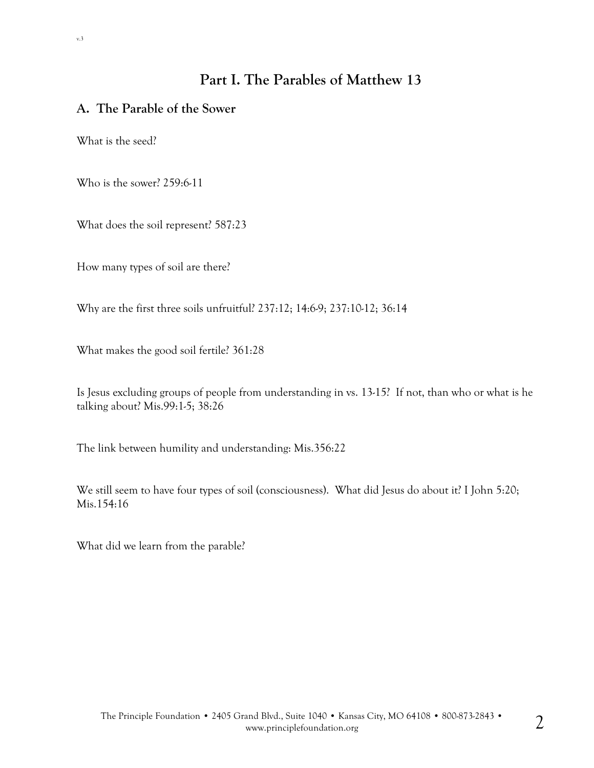# Part I. The Parables of Matthew 13

## A. The Parable of the Sower

What is the seed?

Who is the sower? 259:6-11

What does the soil represent? 587:23

How many types of soil are there?

Why are the first three soils unfruitful? 237:12; 14:6-9; 237:10-12; 36:14

What makes the good soil fertile? 361:28

Is Jesus excluding groups of people from understanding in vs. 13-15? If not, than who or what is he talking about? Mis.99:1-5; 38:26

The link between humility and understanding: Mis.356:22

We still seem to have four types of soil (consciousness). What did Jesus do about it? I John 5:20; Mis.154:16

What did we learn from the parable?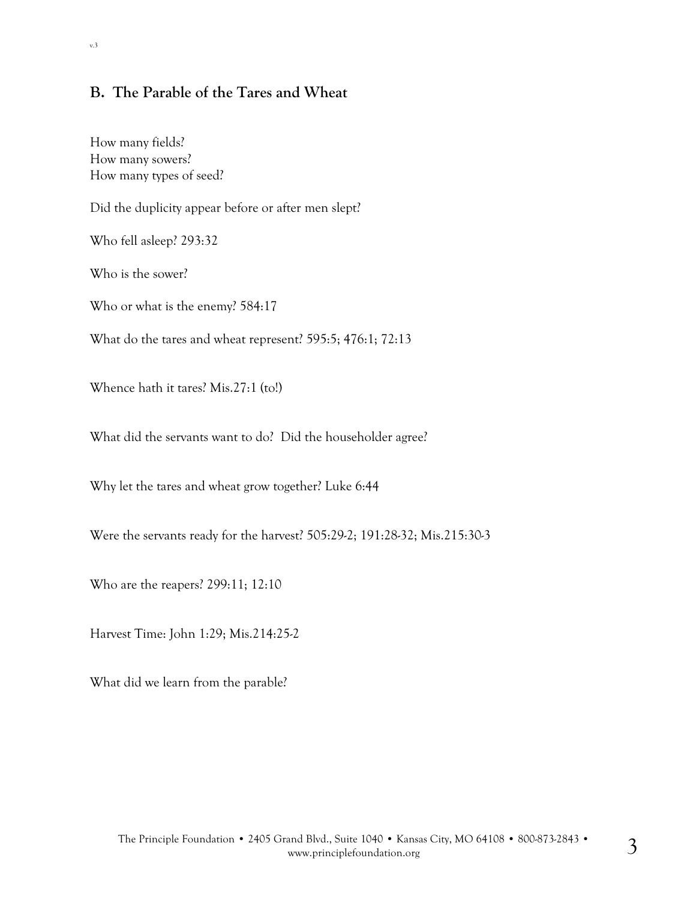## B. The Parable of the Tares and Wheat

How many fields?
How many sowers?
How many types of seed?

Did the duplicity appear before or after men slept?

Who fell asleep? 293:32

Who is the sower?

Who or what is the enemy? 584:17

What do the tares and wheat represent? 595:5; 476:1; 72:13

Whence hath it tares? Mis.27:1 (to!)

What did the servants want to do? Did the householder agree?

Why let the tares and wheat grow together? Luke 6:44

Were the servants ready for the harvest? 505:29-2; 191:28-32; Mis.215:30-3

Who are the reapers? 299:11; 12:10

Harvest Time: John 1:29; Mis.214:25-2

What did we learn from the parable?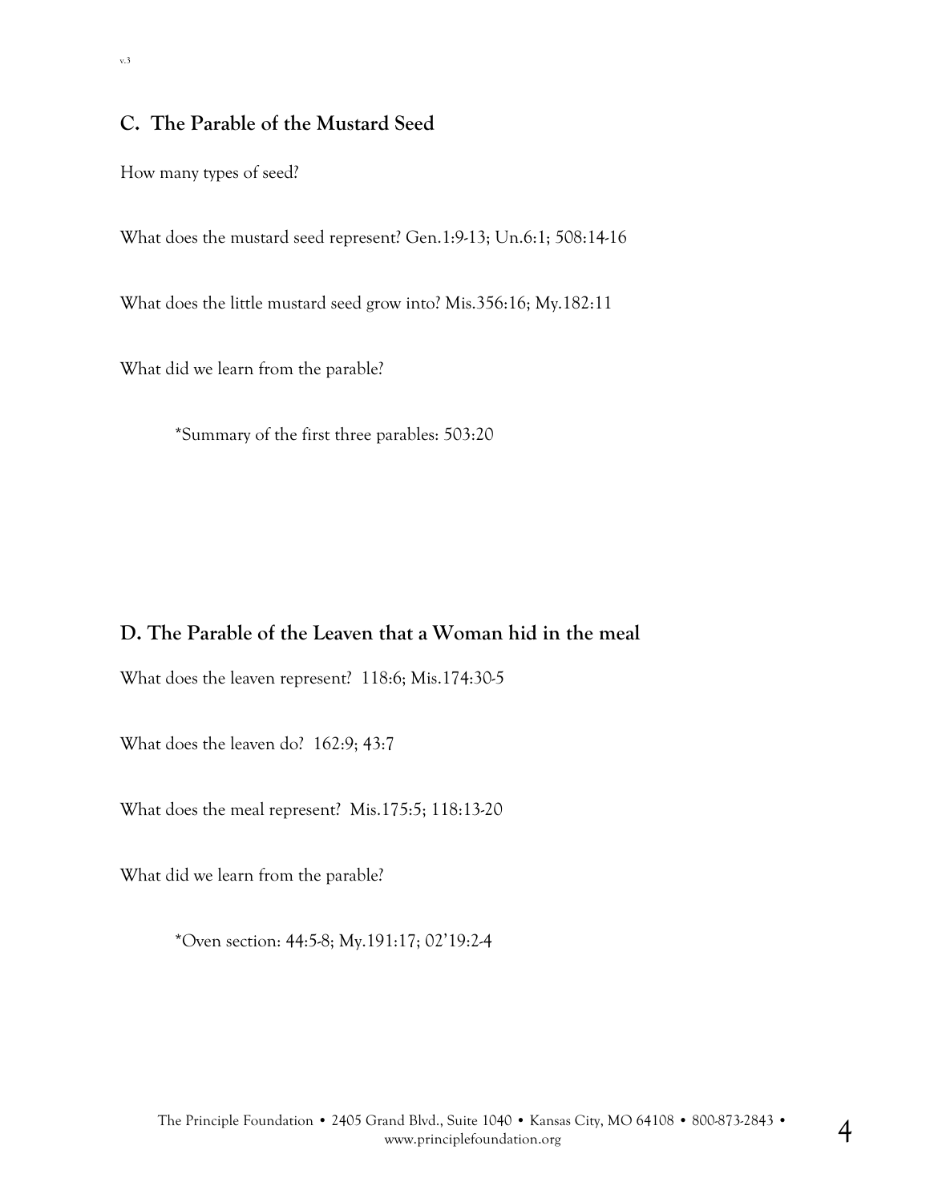## C. The Parable of the Mustard Seed

How many types of seed?

What does the mustard seed represent? Gen.1:9-13; Un.6:1; 508:14-16

What does the little mustard seed grow into? Mis.356:16; My.182:11

What did we learn from the parable?

*Summary of the first three parables: 503:20

## D. The Parable of the Leaven that a Woman hid in the meal

What does the leaven represent? 118:6; Mis.174:30-5

What does the leaven do? 162:9; 43:7

What does the meal represent? Mis.175:5; 118:13-20

What did we learn from the parable?

*Oven section: 44:5-8; My.191:17; 02'19:2-4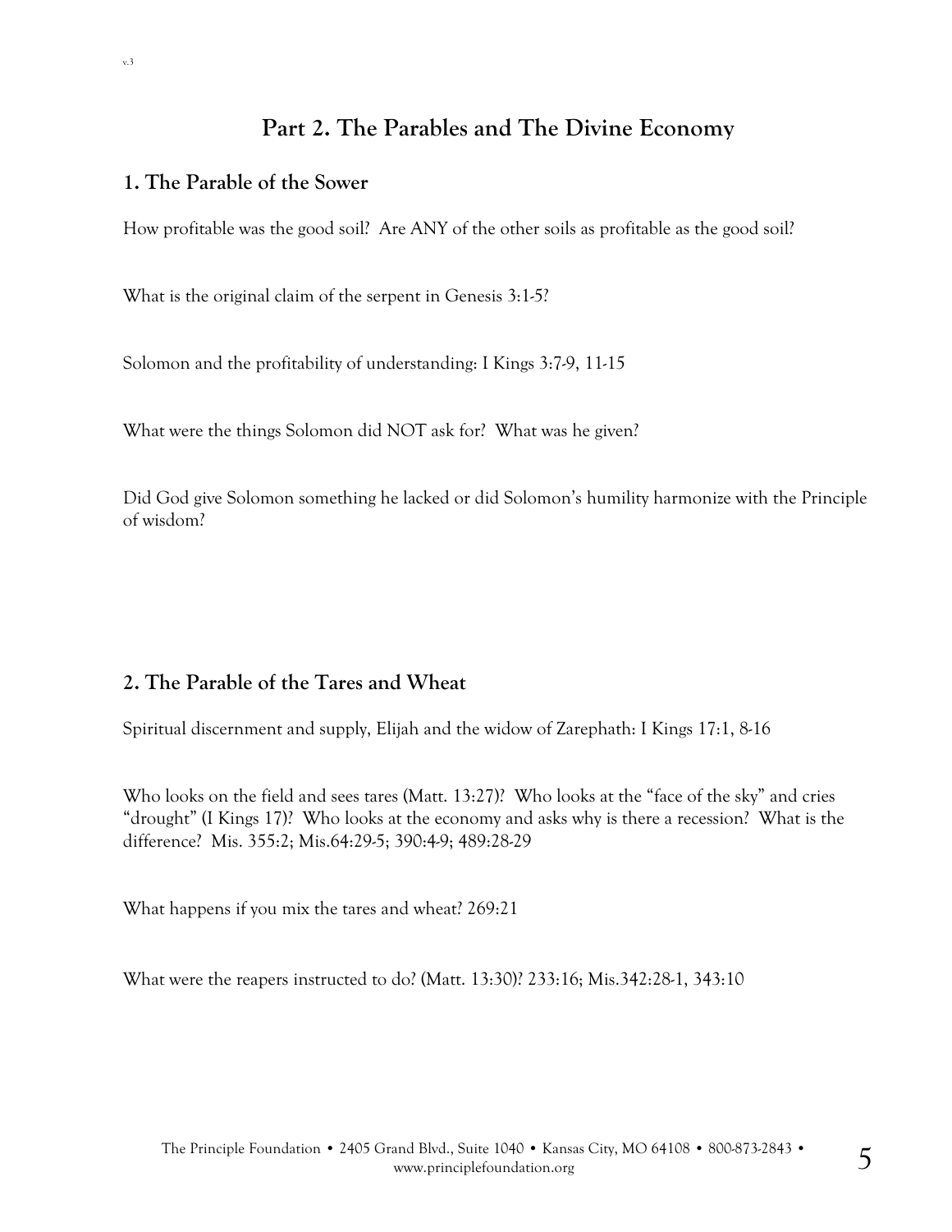# Part 2. The Parables and The Divine Economy

## 1. The Parable of the Sower

How profitable was the good soil? Are ANY of the other soils as profitable as the good soil?

What is the original claim of the serpent in Genesis 3:1-5?

Solomon and the profitability of understanding: I Kings 3:7-9, 11-15

What were the things Solomon did NOT ask for? What was he given?

Did God give Solomon something he lacked or did Solomon's humility harmonize with the Principle of wisdom?

## 2. The Parable of the Tares and Wheat

Spiritual discernment and supply, Elijah and the widow of Zarephath: I Kings 17:1, 8-16

Who looks on the field and sees tares (Matt. 13:27)? Who looks at the "face of the sky" and cries "drought" (I Kings 17)? Who looks at the economy and asks why is there a recession? What is the difference? Mis. 355:2; Mis.64:29-5; 390:4-9; 489:28-29

What happens if you mix the tares and wheat? 269:21

What were the reapers instructed to do? (Matt. 13:30)? 233:16; Mis.342:28-1, 343:10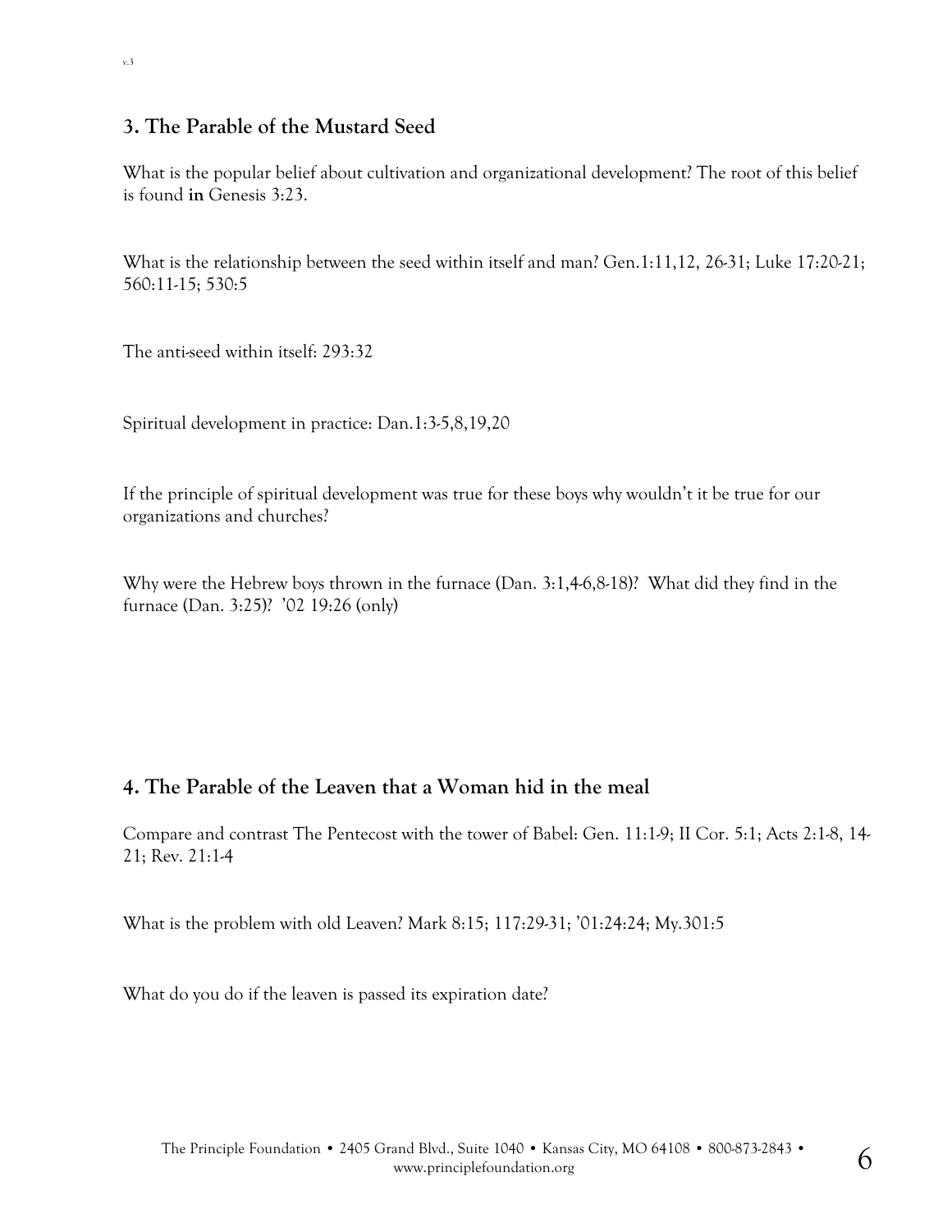## 3. The Parable of the Mustard Seed

What is the popular belief about cultivation and organizational development? The root of this belief is found **in** Genesis 3:23.

What is the relationship between the seed within itself and man? Gen.1:11,12, 26-31; Luke 17:20-21; 560:11-15; 530:5

The anti-seed within itself: 293:32

Spiritual development in practice: Dan.1:3-5,8,19,20

If the principle of spiritual development was true for these boys why wouldn't it be true for our organizations and churches?

Why were the Hebrew boys thrown in the furnace (Dan. 3:1,4-6,8-18)? What did they find in the furnace (Dan. 3:25)? '02 19:26 (only)

## 4. The Parable of the Leaven that a Woman hid in the meal

Compare and contrast The Pentecost with the tower of Babel: Gen. 11:1-9; II Cor. 5:1; Acts 2:1-8, 14-21; Rev. 21:1-4

What is the problem with old Leaven? Mark 8:15; 117:29-31; '01:24:24; My.301:5

What do you do if the leaven is passed its expiration date?